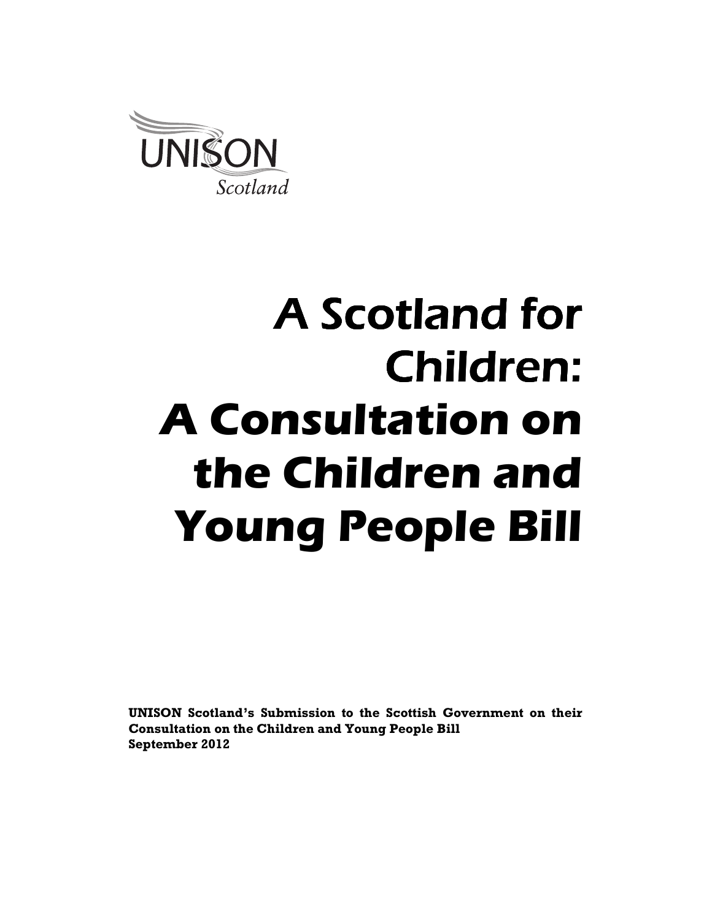UNISON
Scotland

# A Scotland for Children: A Consultation on the Children and Young People Bill

**UNISON Scotland's Submission to the Scottish Government on their Consultation on the Children and Young People Bill**
**September 2012**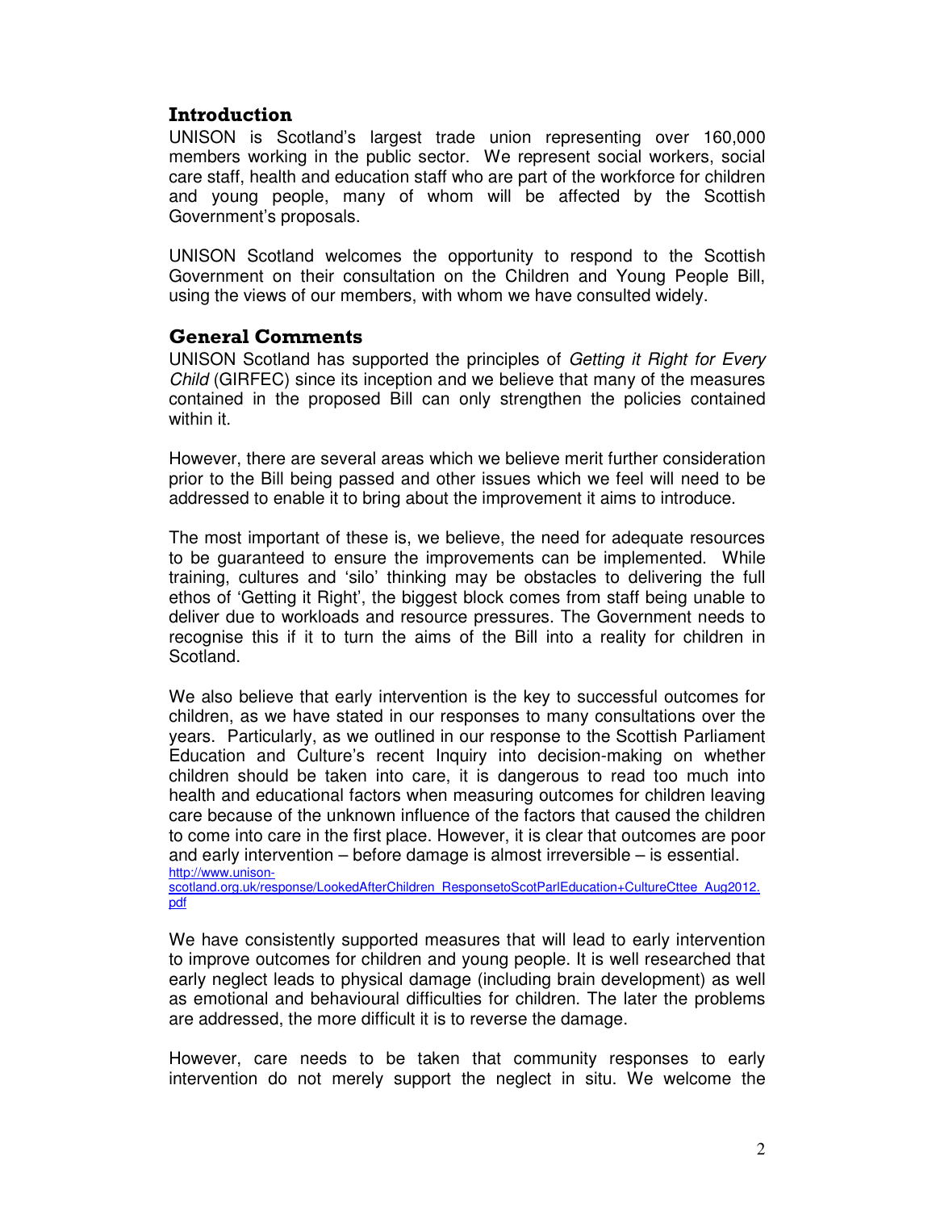## Introduction

UNISON is Scotland's largest trade union representing over 160,000 members working in the public sector. We represent social workers, social care staff, health and education staff who are part of the workforce for children and young people, many of whom will be affected by the Scottish Government's proposals.

UNISON Scotland welcomes the opportunity to respond to the Scottish Government on their consultation on the Children and Young People Bill, using the views of our members, with whom we have consulted widely.

## General Comments

UNISON Scotland has supported the principles of *Getting it Right for Every Child* (GIRFEC) since its inception and we believe that many of the measures contained in the proposed Bill can only strengthen the policies contained within it.

However, there are several areas which we believe merit further consideration prior to the Bill being passed and other issues which we feel will need to be addressed to enable it to bring about the improvement it aims to introduce.

The most important of these is, we believe, the need for adequate resources to be guaranteed to ensure the improvements can be implemented. While training, cultures and 'silo' thinking may be obstacles to delivering the full ethos of 'Getting it Right', the biggest block comes from staff being unable to deliver due to workloads and resource pressures. The Government needs to recognise this if it to turn the aims of the Bill into a reality for children in Scotland.

We also believe that early intervention is the key to successful outcomes for children, as we have stated in our responses to many consultations over the years. Particularly, as we outlined in our response to the Scottish Parliament Education and Culture's recent Inquiry into decision-making on whether children should be taken into care, it is dangerous to read too much into health and educational factors when measuring outcomes for children leaving care because of the unknown influence of the factors that caused the children to come into care in the first place. However, it is clear that outcomes are poor and early intervention – before damage is almost irreversible – is essential. http://www.unison-scotland.org.uk/response/LookedAfterChildren_ResponsetoScotParlEducation+CultureCttee_Aug2012.pdf

We have consistently supported measures that will lead to early intervention to improve outcomes for children and young people. It is well researched that early neglect leads to physical damage (including brain development) as well as emotional and behavioural difficulties for children. The later the problems are addressed, the more difficult it is to reverse the damage.

However, care needs to be taken that community responses to early intervention do not merely support the neglect in situ. We welcome the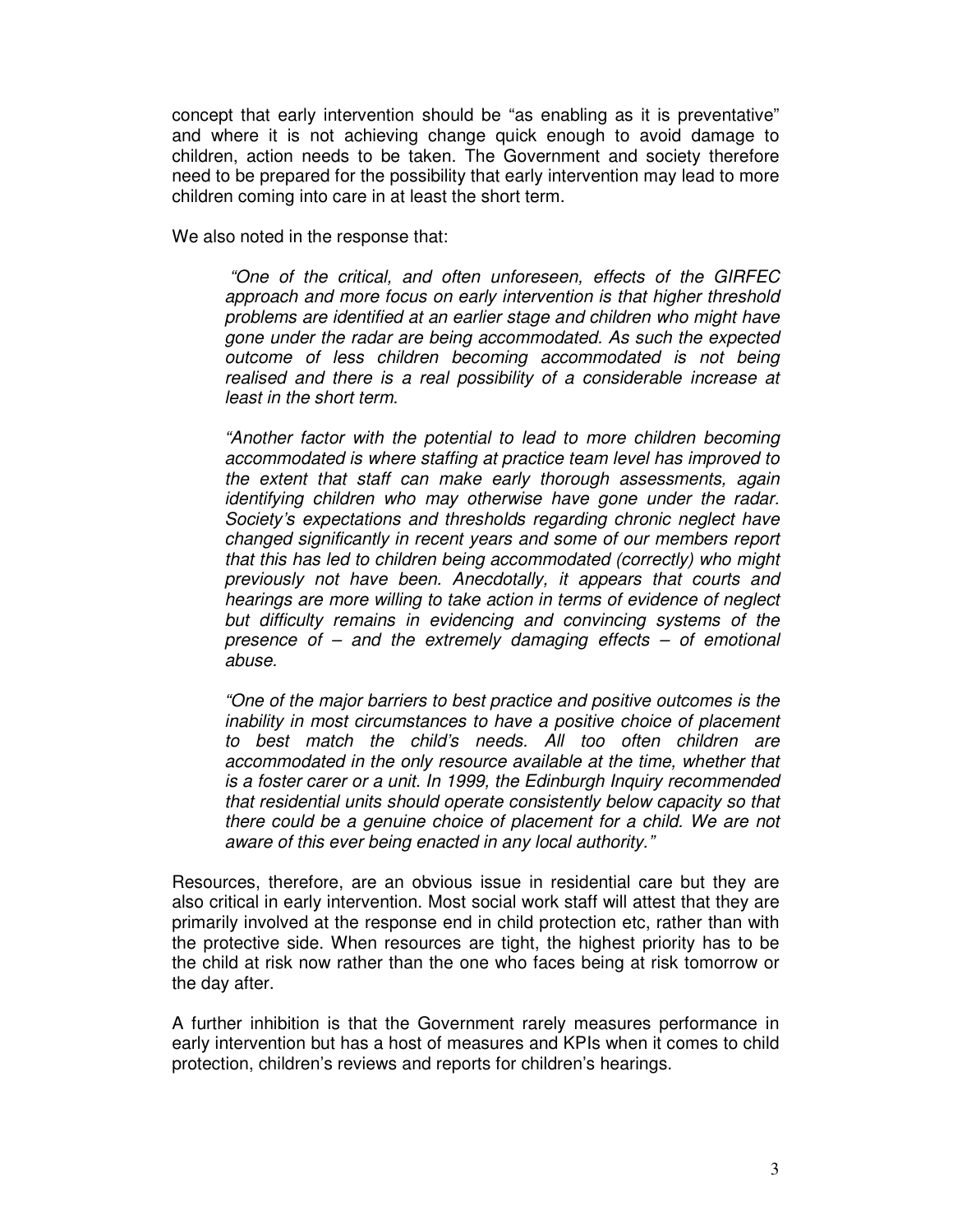concept that early intervention should be "as enabling as it is preventative" and where it is not achieving change quick enough to avoid damage to children, action needs to be taken. The Government and society therefore need to be prepared for the possibility that early intervention may lead to more children coming into care in at least the short term.

We also noted in the response that:

> *"One of the critical, and often unforeseen, effects of the GIRFEC approach and more focus on early intervention is that higher threshold problems are identified at an earlier stage and children who might have gone under the radar are being accommodated. As such the expected outcome of less children becoming accommodated is not being realised and there is a real possibility of a considerable increase at least in the short term.*
>
> *"Another factor with the potential to lead to more children becoming accommodated is where staffing at practice team level has improved to the extent that staff can make early thorough assessments, again identifying children who may otherwise have gone under the radar. Society's expectations and thresholds regarding chronic neglect have changed significantly in recent years and some of our members report that this has led to children being accommodated (correctly) who might previously not have been. Anecdotally, it appears that courts and hearings are more willing to take action in terms of evidence of neglect but difficulty remains in evidencing and convincing systems of the presence of – and the extremely damaging effects – of emotional abuse.*
>
> *"One of the major barriers to best practice and positive outcomes is the inability in most circumstances to have a positive choice of placement to best match the child's needs. All too often children are accommodated in the only resource available at the time, whether that is a foster carer or a unit. In 1999, the Edinburgh Inquiry recommended that residential units should operate consistently below capacity so that there could be a genuine choice of placement for a child. We are not aware of this ever being enacted in any local authority."*

Resources, therefore, are an obvious issue in residential care but they are also critical in early intervention. Most social work staff will attest that they are primarily involved at the response end in child protection etc, rather than with the protective side. When resources are tight, the highest priority has to be the child at risk now rather than the one who faces being at risk tomorrow or the day after.

A further inhibition is that the Government rarely measures performance in early intervention but has a host of measures and KPIs when it comes to child protection, children's reviews and reports for children's hearings.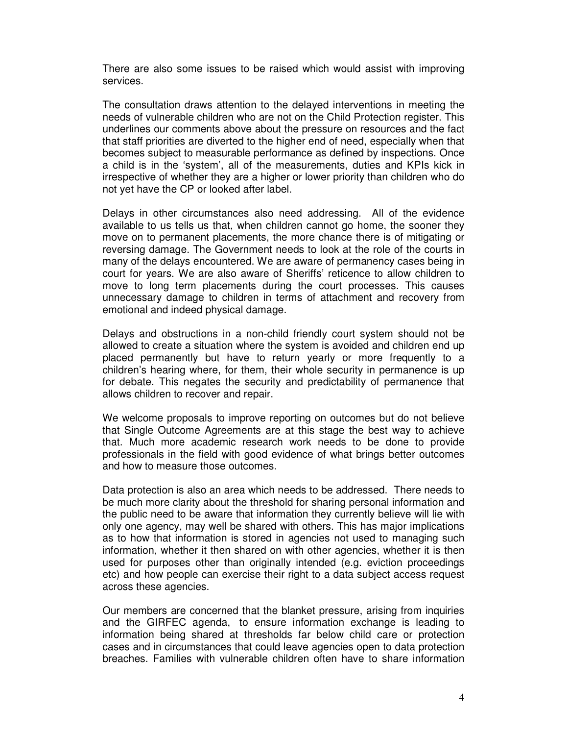There are also some issues to be raised which would assist with improving services.

The consultation draws attention to the delayed interventions in meeting the needs of vulnerable children who are not on the Child Protection register. This underlines our comments above about the pressure on resources and the fact that staff priorities are diverted to the higher end of need, especially when that becomes subject to measurable performance as defined by inspections. Once a child is in the 'system', all of the measurements, duties and KPIs kick in irrespective of whether they are a higher or lower priority than children who do not yet have the CP or looked after label.

Delays in other circumstances also need addressing. All of the evidence available to us tells us that, when children cannot go home, the sooner they move on to permanent placements, the more chance there is of mitigating or reversing damage. The Government needs to look at the role of the courts in many of the delays encountered. We are aware of permanency cases being in court for years. We are also aware of Sheriffs' reticence to allow children to move to long term placements during the court processes. This causes unnecessary damage to children in terms of attachment and recovery from emotional and indeed physical damage.

Delays and obstructions in a non-child friendly court system should not be allowed to create a situation where the system is avoided and children end up placed permanently but have to return yearly or more frequently to a children's hearing where, for them, their whole security in permanence is up for debate. This negates the security and predictability of permanence that allows children to recover and repair.

We welcome proposals to improve reporting on outcomes but do not believe that Single Outcome Agreements are at this stage the best way to achieve that. Much more academic research work needs to be done to provide professionals in the field with good evidence of what brings better outcomes and how to measure those outcomes.

Data protection is also an area which needs to be addressed. There needs to be much more clarity about the threshold for sharing personal information and the public need to be aware that information they currently believe will lie with only one agency, may well be shared with others. This has major implications as to how that information is stored in agencies not used to managing such information, whether it then shared on with other agencies, whether it is then used for purposes other than originally intended (e.g. eviction proceedings etc) and how people can exercise their right to a data subject access request across these agencies.

Our members are concerned that the blanket pressure, arising from inquiries and the GIRFEC agenda, to ensure information exchange is leading to information being shared at thresholds far below child care or protection cases and in circumstances that could leave agencies open to data protection breaches. Families with vulnerable children often have to share information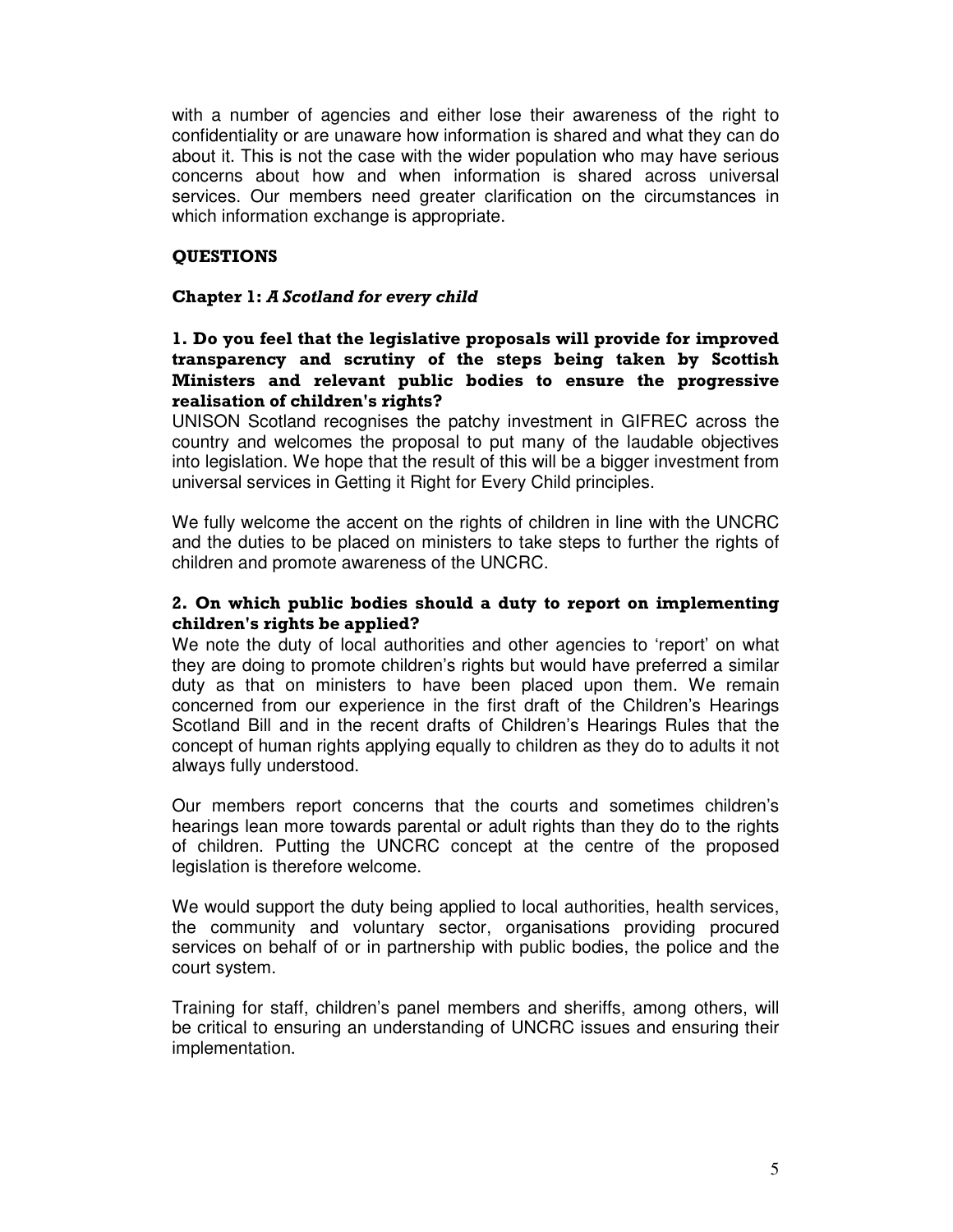with a number of agencies and either lose their awareness of the right to confidentiality or are unaware how information is shared and what they can do about it. This is not the case with the wider population who may have serious concerns about how and when information is shared across universal services. Our members need greater clarification on the circumstances in which information exchange is appropriate.

## QUESTIONS

### Chapter 1: *A Scotland for every child*

#### 1. Do you feel that the legislative proposals will provide for improved transparency and scrutiny of the steps being taken by Scottish Ministers and relevant public bodies to ensure the progressive realisation of children's rights?

UNISON Scotland recognises the patchy investment in GIFREC across the country and welcomes the proposal to put many of the laudable objectives into legislation. We hope that the result of this will be a bigger investment from universal services in Getting it Right for Every Child principles.

We fully welcome the accent on the rights of children in line with the UNCRC and the duties to be placed on ministers to take steps to further the rights of children and promote awareness of the UNCRC.

#### 2. On which public bodies should a duty to report on implementing children's rights be applied?

We note the duty of local authorities and other agencies to 'report' on what they are doing to promote children's rights but would have preferred a similar duty as that on ministers to have been placed upon them. We remain concerned from our experience in the first draft of the Children's Hearings Scotland Bill and in the recent drafts of Children's Hearings Rules that the concept of human rights applying equally to children as they do to adults it not always fully understood.

Our members report concerns that the courts and sometimes children's hearings lean more towards parental or adult rights than they do to the rights of children. Putting the UNCRC concept at the centre of the proposed legislation is therefore welcome.

We would support the duty being applied to local authorities, health services, the community and voluntary sector, organisations providing procured services on behalf of or in partnership with public bodies, the police and the court system.

Training for staff, children's panel members and sheriffs, among others, will be critical to ensuring an understanding of UNCRC issues and ensuring their implementation.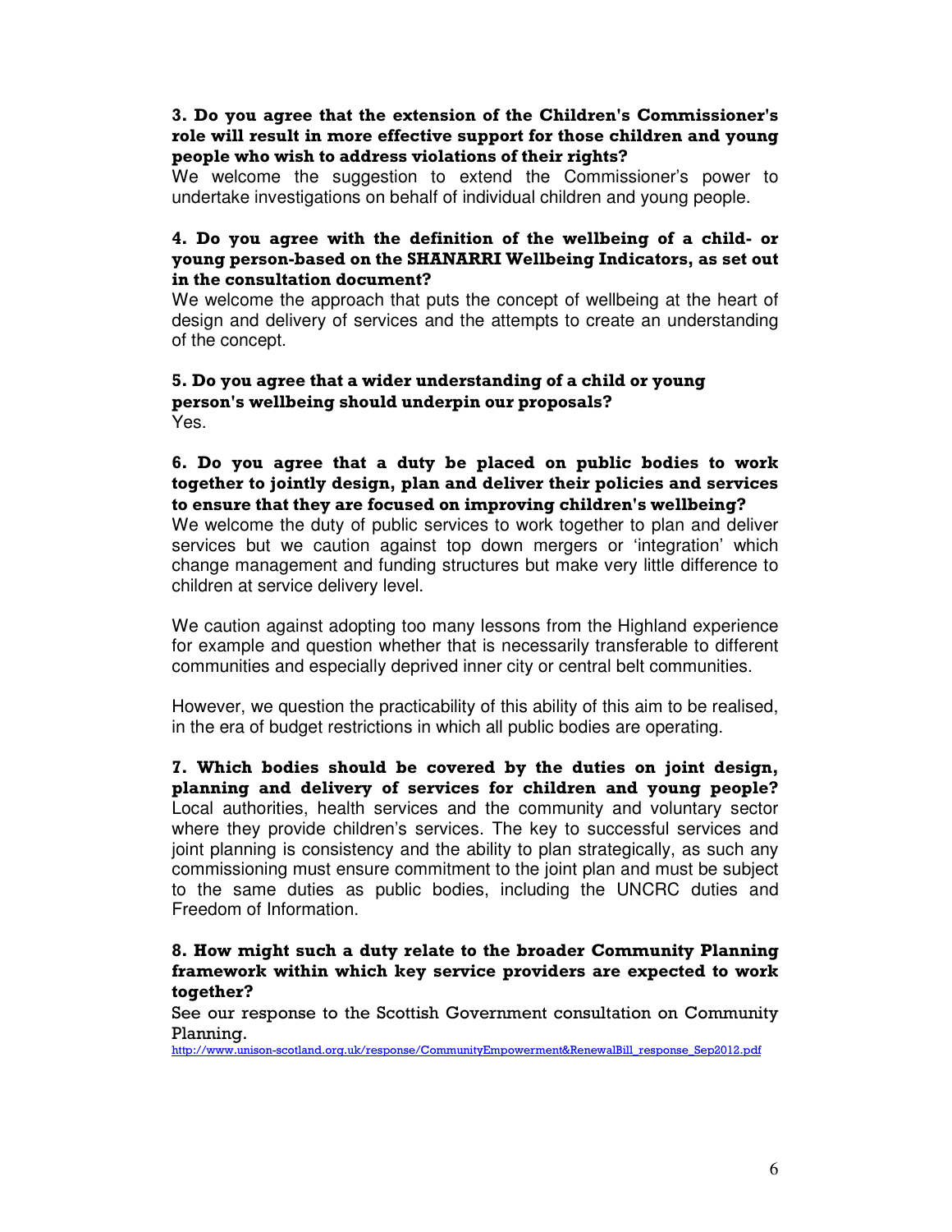**3. Do you agree that the extension of the Children's Commissioner's role will result in more effective support for those children and young people who wish to address violations of their rights?**

We welcome the suggestion to extend the Commissioner's power to undertake investigations on behalf of individual children and young people.

**4. Do you agree with the definition of the wellbeing of a child- or young person-based on the SHANARRI Wellbeing Indicators, as set out in the consultation document?**

We welcome the approach that puts the concept of wellbeing at the heart of design and delivery of services and the attempts to create an understanding of the concept.

**5. Do you agree that a wider understanding of a child or young person's wellbeing should underpin our proposals?**

Yes.

**6. Do you agree that a duty be placed on public bodies to work together to jointly design, plan and deliver their policies and services to ensure that they are focused on improving children's wellbeing?**

We welcome the duty of public services to work together to plan and deliver services but we caution against top down mergers or 'integration' which change management and funding structures but make very little difference to children at service delivery level.

We caution against adopting too many lessons from the Highland experience for example and question whether that is necessarily transferable to different communities and especially deprived inner city or central belt communities.

However, we question the practicability of this ability of this aim to be realised, in the era of budget restrictions in which all public bodies are operating.

**7. Which bodies should be covered by the duties on joint design, planning and delivery of services for children and young people?**

Local authorities, health services and the community and voluntary sector where they provide children's services. The key to successful services and joint planning is consistency and the ability to plan strategically, as such any commissioning must ensure commitment to the joint plan and must be subject to the same duties as public bodies, including the UNCRC duties and Freedom of Information.

**8. How might such a duty relate to the broader Community Planning framework within which key service providers are expected to work together?**

See our response to the Scottish Government consultation on Community Planning.

http://www.unison-scotland.org.uk/response/CommunityEmpowerment&RenewalBill_response_Sep2012.pdf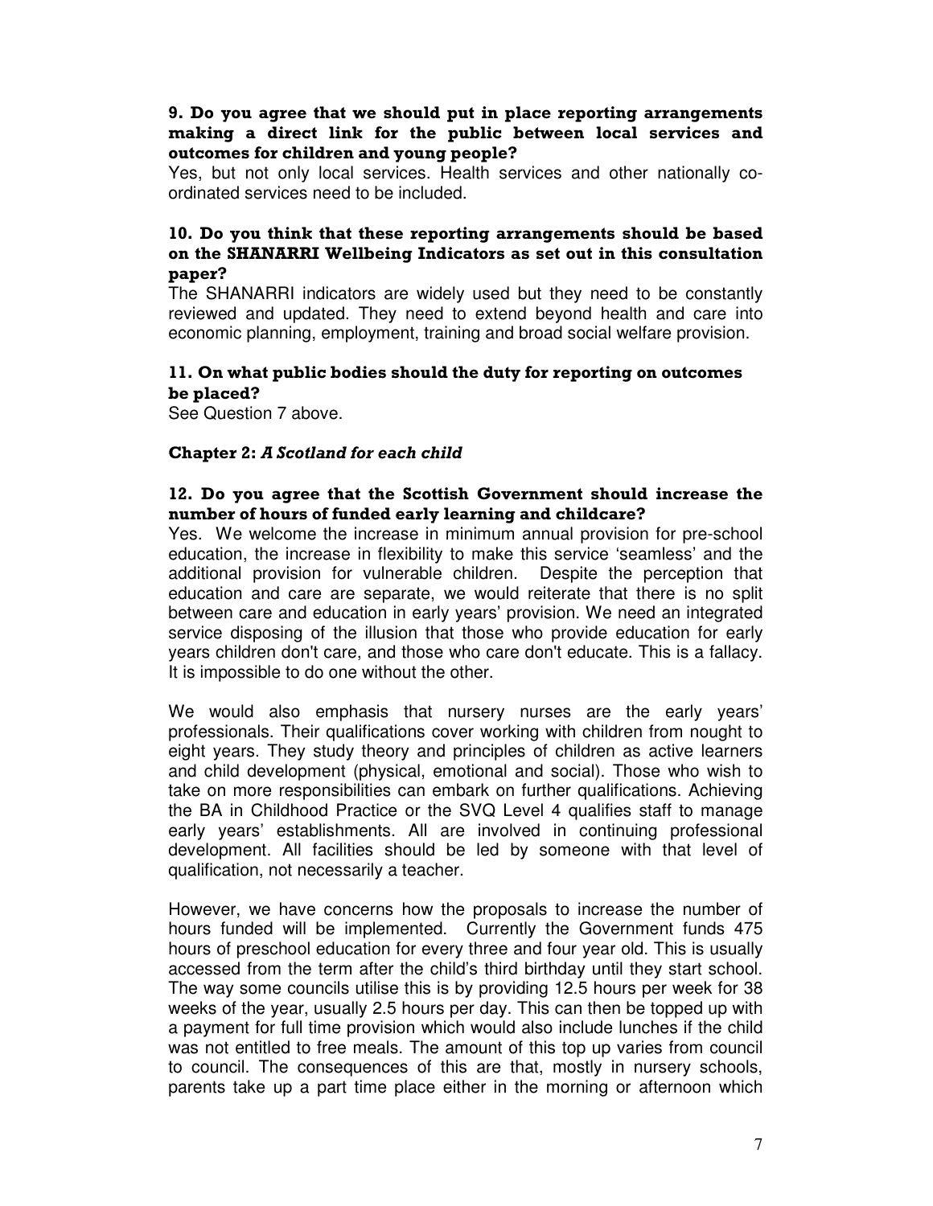**9. Do you agree that we should put in place reporting arrangements making a direct link for the public between local services and outcomes for children and young people?**

Yes, but not only local services. Health services and other nationally co-ordinated services need to be included.

**10. Do you think that these reporting arrangements should be based on the SHANARRI Wellbeing Indicators as set out in this consultation paper?**

The SHANARRI indicators are widely used but they need to be constantly reviewed and updated. They need to extend beyond health and care into economic planning, employment, training and broad social welfare provision.

**11. On what public bodies should the duty for reporting on outcomes be placed?**

See Question 7 above.

**Chapter 2: *A Scotland for each child***

**12. Do you agree that the Scottish Government should increase the number of hours of funded early learning and childcare?**

Yes. We welcome the increase in minimum annual provision for pre-school education, the increase in flexibility to make this service 'seamless' and the additional provision for vulnerable children. Despite the perception that education and care are separate, we would reiterate that there is no split between care and education in early years' provision. We need an integrated service disposing of the illusion that those who provide education for early years children don't care, and those who care don't educate. This is a fallacy. It is impossible to do one without the other.

We would also emphasis that nursery nurses are the early years' professionals. Their qualifications cover working with children from nought to eight years. They study theory and principles of children as active learners and child development (physical, emotional and social). Those who wish to take on more responsibilities can embark on further qualifications. Achieving the BA in Childhood Practice or the SVQ Level 4 qualifies staff to manage early years' establishments. All are involved in continuing professional development. All facilities should be led by someone with that level of qualification, not necessarily a teacher.

However, we have concerns how the proposals to increase the number of hours funded will be implemented. Currently the Government funds 475 hours of preschool education for every three and four year old. This is usually accessed from the term after the child's third birthday until they start school. The way some councils utilise this is by providing 12.5 hours per week for 38 weeks of the year, usually 2.5 hours per day. This can then be topped up with a payment for full time provision which would also include lunches if the child was not entitled to free meals. The amount of this top up varies from council to council. The consequences of this are that, mostly in nursery schools, parents take up a part time place either in the morning or afternoon which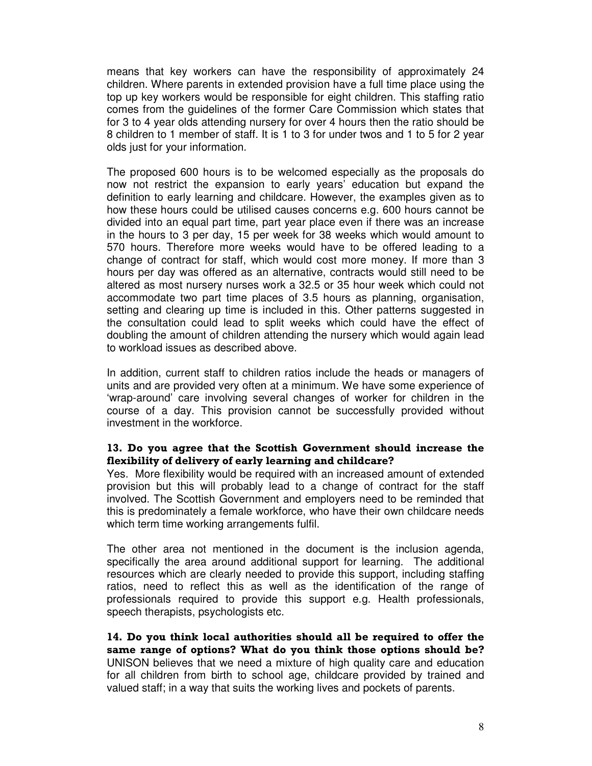means that key workers can have the responsibility of approximately 24 children. Where parents in extended provision have a full time place using the top up key workers would be responsible for eight children. This staffing ratio comes from the guidelines of the former Care Commission which states that for 3 to 4 year olds attending nursery for over 4 hours then the ratio should be 8 children to 1 member of staff. It is 1 to 3 for under twos and 1 to 5 for 2 year olds just for your information.

The proposed 600 hours is to be welcomed especially as the proposals do now not restrict the expansion to early years' education but expand the definition to early learning and childcare. However, the examples given as to how these hours could be utilised causes concerns e.g. 600 hours cannot be divided into an equal part time, part year place even if there was an increase in the hours to 3 per day, 15 per week for 38 weeks which would amount to 570 hours. Therefore more weeks would have to be offered leading to a change of contract for staff, which would cost more money. If more than 3 hours per day was offered as an alternative, contracts would still need to be altered as most nursery nurses work a 32.5 or 35 hour week which could not accommodate two part time places of 3.5 hours as planning, organisation, setting and clearing up time is included in this. Other patterns suggested in the consultation could lead to split weeks which could have the effect of doubling the amount of children attending the nursery which would again lead to workload issues as described above.

In addition, current staff to children ratios include the heads or managers of units and are provided very often at a minimum. We have some experience of 'wrap-around' care involving several changes of worker for children in the course of a day. This provision cannot be successfully provided without investment in the workforce.

**13. Do you agree that the Scottish Government should increase the flexibility of delivery of early learning and childcare?**

Yes. More flexibility would be required with an increased amount of extended provision but this will probably lead to a change of contract for the staff involved. The Scottish Government and employers need to be reminded that this is predominately a female workforce, who have their own childcare needs which term time working arrangements fulfil.

The other area not mentioned in the document is the inclusion agenda, specifically the area around additional support for learning. The additional resources which are clearly needed to provide this support, including staffing ratios, need to reflect this as well as the identification of the range of professionals required to provide this support e.g. Health professionals, speech therapists, psychologists etc.

**14. Do you think local authorities should all be required to offer the same range of options? What do you think those options should be?**

UNISON believes that we need a mixture of high quality care and education for all children from birth to school age, childcare provided by trained and valued staff; in a way that suits the working lives and pockets of parents.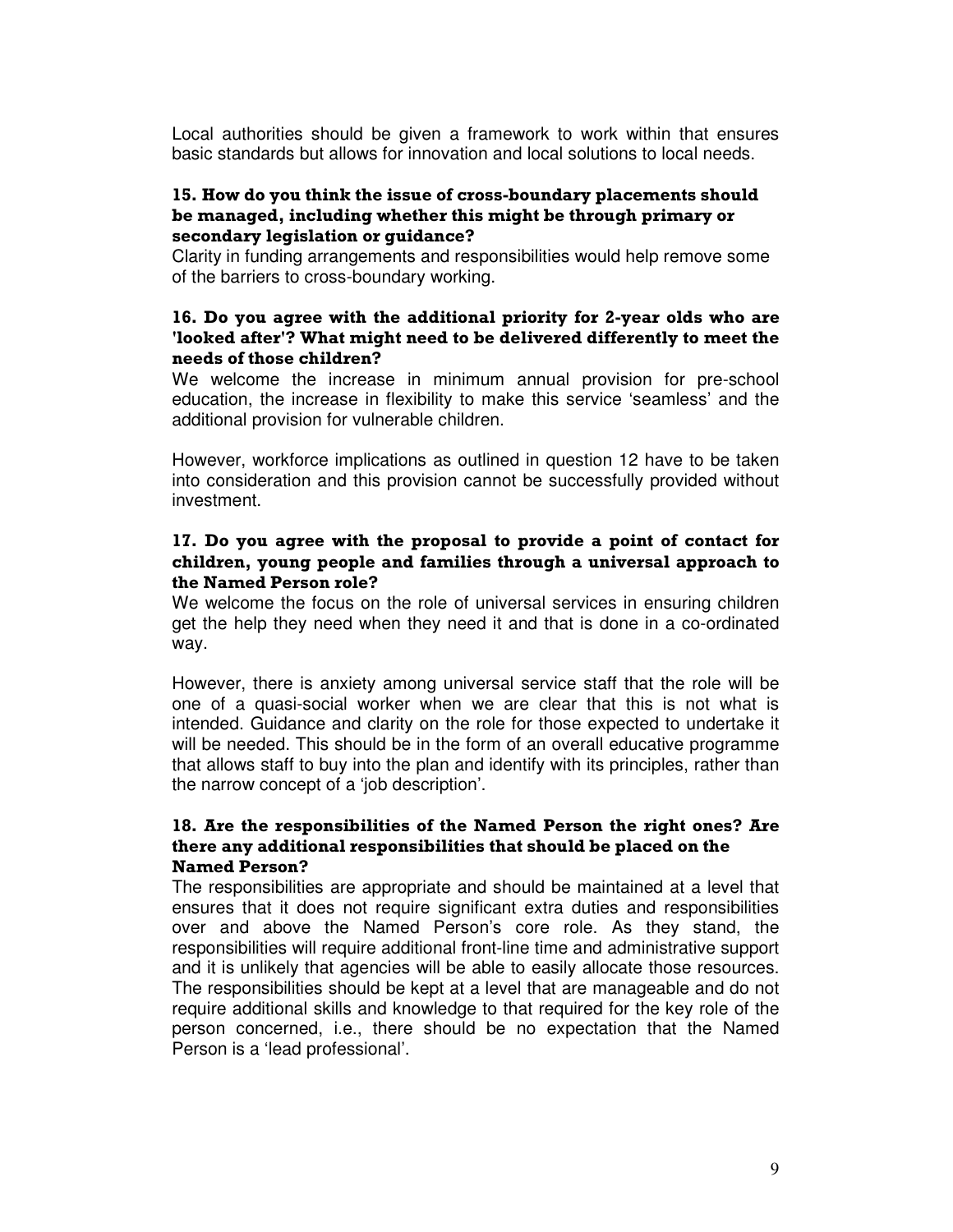Local authorities should be given a framework to work within that ensures basic standards but allows for innovation and local solutions to local needs.

**15. How do you think the issue of cross-boundary placements should be managed, including whether this might be through primary or secondary legislation or guidance?**

Clarity in funding arrangements and responsibilities would help remove some of the barriers to cross-boundary working.

**16. Do you agree with the additional priority for 2-year olds who are 'looked after'? What might need to be delivered differently to meet the needs of those children?**

We welcome the increase in minimum annual provision for pre-school education, the increase in flexibility to make this service 'seamless' and the additional provision for vulnerable children.

However, workforce implications as outlined in question 12 have to be taken into consideration and this provision cannot be successfully provided without investment.

**17. Do you agree with the proposal to provide a point of contact for children, young people and families through a universal approach to the Named Person role?**

We welcome the focus on the role of universal services in ensuring children get the help they need when they need it and that is done in a co-ordinated way.

However, there is anxiety among universal service staff that the role will be one of a quasi-social worker when we are clear that this is not what is intended. Guidance and clarity on the role for those expected to undertake it will be needed. This should be in the form of an overall educative programme that allows staff to buy into the plan and identify with its principles, rather than the narrow concept of a 'job description'.

**18. Are the responsibilities of the Named Person the right ones? Are there any additional responsibilities that should be placed on the Named Person?**

The responsibilities are appropriate and should be maintained at a level that ensures that it does not require significant extra duties and responsibilities over and above the Named Person's core role. As they stand, the responsibilities will require additional front-line time and administrative support and it is unlikely that agencies will be able to easily allocate those resources. The responsibilities should be kept at a level that are manageable and do not require additional skills and knowledge to that required for the key role of the person concerned, i.e., there should be no expectation that the Named Person is a 'lead professional'.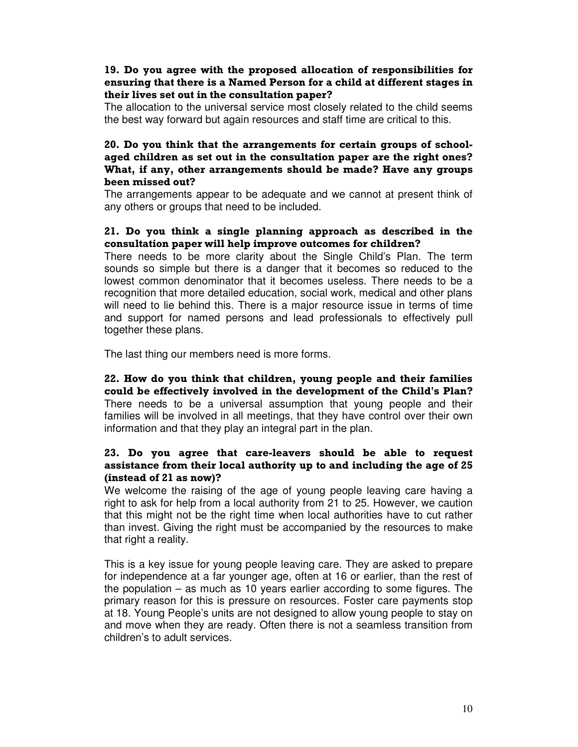**19. Do you agree with the proposed allocation of responsibilities for ensuring that there is a Named Person for a child at different stages in their lives set out in the consultation paper?**

The allocation to the universal service most closely related to the child seems the best way forward but again resources and staff time are critical to this.

**20. Do you think that the arrangements for certain groups of school-aged children as set out in the consultation paper are the right ones? What, if any, other arrangements should be made? Have any groups been missed out?**

The arrangements appear to be adequate and we cannot at present think of any others or groups that need to be included.

**21. Do you think a single planning approach as described in the consultation paper will help improve outcomes for children?**

There needs to be more clarity about the Single Child's Plan. The term sounds so simple but there is a danger that it becomes so reduced to the lowest common denominator that it becomes useless. There needs to be a recognition that more detailed education, social work, medical and other plans will need to lie behind this. There is a major resource issue in terms of time and support for named persons and lead professionals to effectively pull together these plans.

The last thing our members need is more forms.

**22. How do you think that children, young people and their families could be effectively involved in the development of the Child's Plan?**

There needs to be a universal assumption that young people and their families will be involved in all meetings, that they have control over their own information and that they play an integral part in the plan.

**23. Do you agree that care-leavers should be able to request assistance from their local authority up to and including the age of 25 (instead of 21 as now)?**

We welcome the raising of the age of young people leaving care having a right to ask for help from a local authority from 21 to 25. However, we caution that this might not be the right time when local authorities have to cut rather than invest. Giving the right must be accompanied by the resources to make that right a reality.

This is a key issue for young people leaving care. They are asked to prepare for independence at a far younger age, often at 16 or earlier, than the rest of the population – as much as 10 years earlier according to some figures. The primary reason for this is pressure on resources. Foster care payments stop at 18. Young People's units are not designed to allow young people to stay on and move when they are ready. Often there is not a seamless transition from children's to adult services.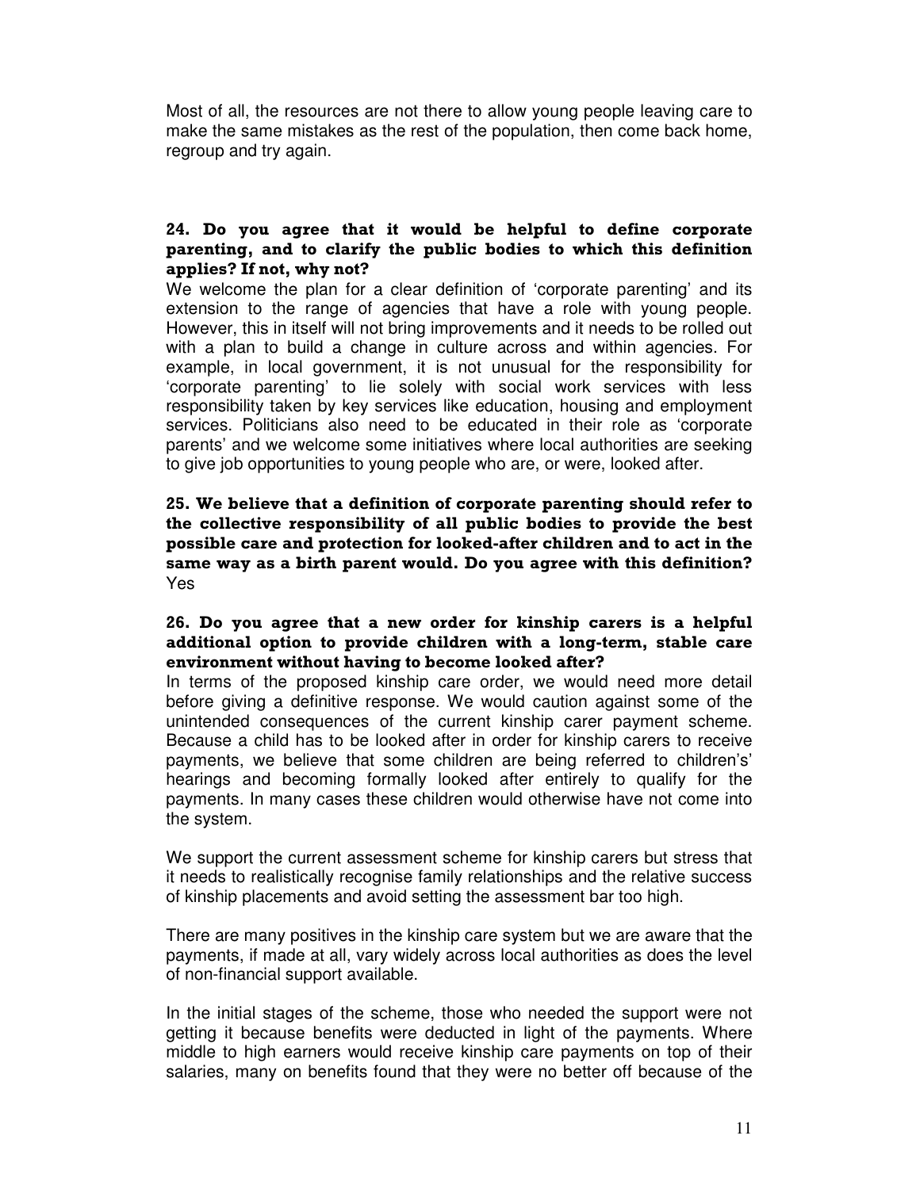Most of all, the resources are not there to allow young people leaving care to make the same mistakes as the rest of the population, then come back home, regroup and try again.

**24. Do you agree that it would be helpful to define corporate parenting, and to clarify the public bodies to which this definition applies? If not, why not?**

We welcome the plan for a clear definition of 'corporate parenting' and its extension to the range of agencies that have a role with young people. However, this in itself will not bring improvements and it needs to be rolled out with a plan to build a change in culture across and within agencies. For example, in local government, it is not unusual for the responsibility for 'corporate parenting' to lie solely with social work services with less responsibility taken by key services like education, housing and employment services. Politicians also need to be educated in their role as 'corporate parents' and we welcome some initiatives where local authorities are seeking to give job opportunities to young people who are, or were, looked after.

**25. We believe that a definition of corporate parenting should refer to the collective responsibility of all public bodies to provide the best possible care and protection for looked-after children and to act in the same way as a birth parent would. Do you agree with this definition?**

Yes

**26. Do you agree that a new order for kinship carers is a helpful additional option to provide children with a long-term, stable care environment without having to become looked after?**

In terms of the proposed kinship care order, we would need more detail before giving a definitive response. We would caution against some of the unintended consequences of the current kinship carer payment scheme. Because a child has to be looked after in order for kinship carers to receive payments, we believe that some children are being referred to children's' hearings and becoming formally looked after entirely to qualify for the payments. In many cases these children would otherwise have not come into the system.

We support the current assessment scheme for kinship carers but stress that it needs to realistically recognise family relationships and the relative success of kinship placements and avoid setting the assessment bar too high.

There are many positives in the kinship care system but we are aware that the payments, if made at all, vary widely across local authorities as does the level of non-financial support available.

In the initial stages of the scheme, those who needed the support were not getting it because benefits were deducted in light of the payments. Where middle to high earners would receive kinship care payments on top of their salaries, many on benefits found that they were no better off because of the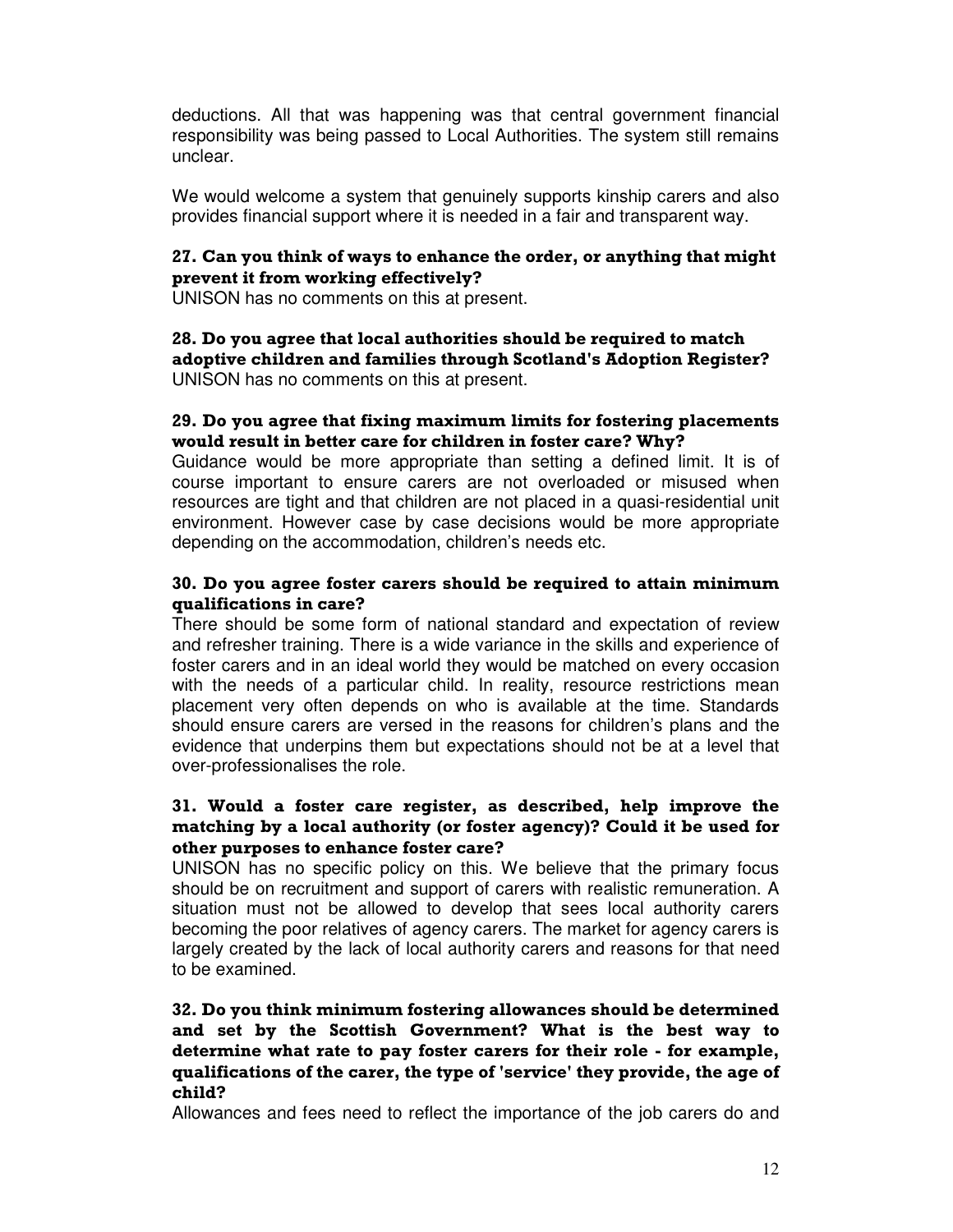deductions. All that was happening was that central government financial responsibility was being passed to Local Authorities. The system still remains unclear.

We would welcome a system that genuinely supports kinship carers and also provides financial support where it is needed in a fair and transparent way.

**27. Can you think of ways to enhance the order, or anything that might prevent it from working effectively?**

UNISON has no comments on this at present.

**28. Do you agree that local authorities should be required to match adoptive children and families through Scotland's Adoption Register?**

UNISON has no comments on this at present.

**29. Do you agree that fixing maximum limits for fostering placements would result in better care for children in foster care? Why?**

Guidance would be more appropriate than setting a defined limit. It is of course important to ensure carers are not overloaded or misused when resources are tight and that children are not placed in a quasi-residential unit environment. However case by case decisions would be more appropriate depending on the accommodation, children's needs etc.

**30. Do you agree foster carers should be required to attain minimum qualifications in care?**

There should be some form of national standard and expectation of review and refresher training. There is a wide variance in the skills and experience of foster carers and in an ideal world they would be matched on every occasion with the needs of a particular child. In reality, resource restrictions mean placement very often depends on who is available at the time. Standards should ensure carers are versed in the reasons for children's plans and the evidence that underpins them but expectations should not be at a level that over-professionalises the role.

**31. Would a foster care register, as described, help improve the matching by a local authority (or foster agency)? Could it be used for other purposes to enhance foster care?**

UNISON has no specific policy on this. We believe that the primary focus should be on recruitment and support of carers with realistic remuneration. A situation must not be allowed to develop that sees local authority carers becoming the poor relatives of agency carers. The market for agency carers is largely created by the lack of local authority carers and reasons for that need to be examined.

**32. Do you think minimum fostering allowances should be determined and set by the Scottish Government? What is the best way to determine what rate to pay foster carers for their role - for example, qualifications of the carer, the type of 'service' they provide, the age of child?**

Allowances and fees need to reflect the importance of the job carers do and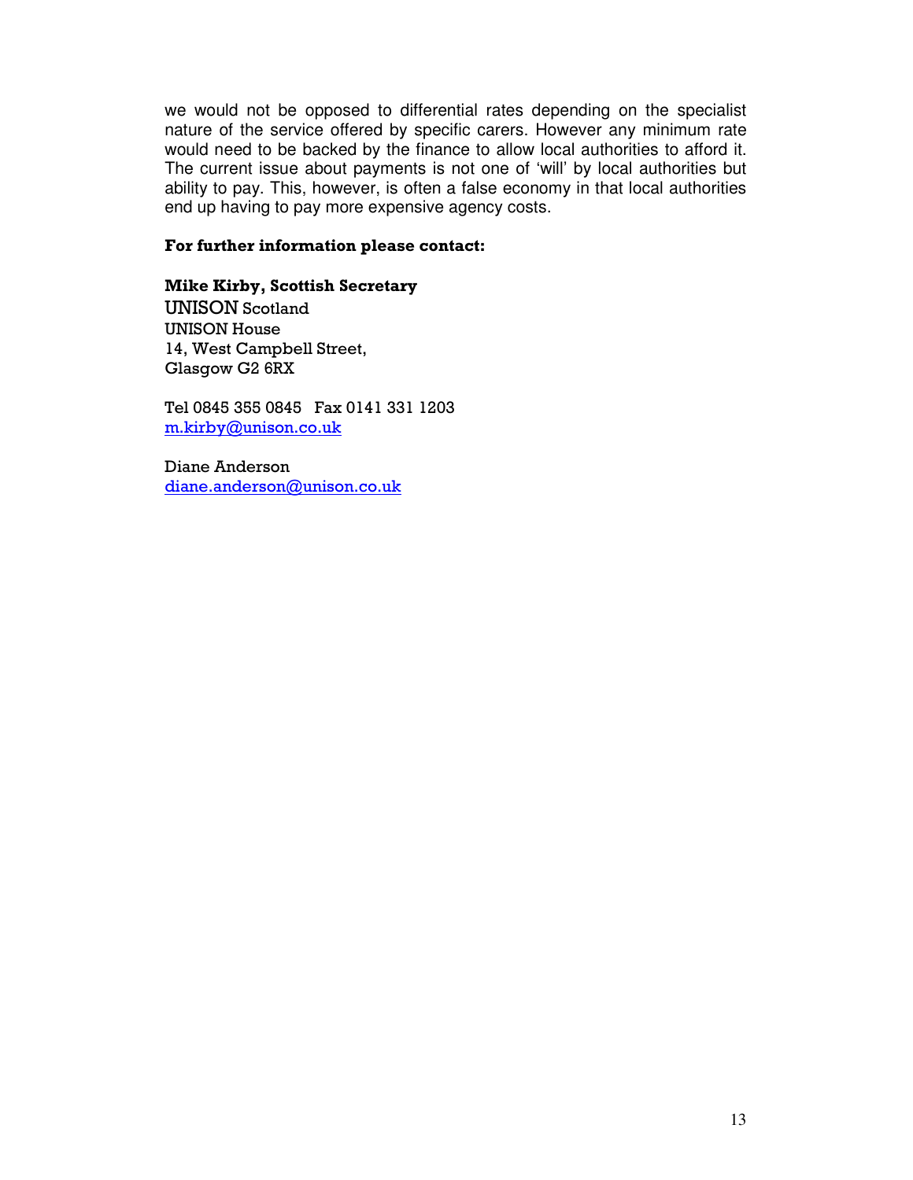we would not be opposed to differential rates depending on the specialist nature of the service offered by specific carers. However any minimum rate would need to be backed by the finance to allow local authorities to afford it. The current issue about payments is not one of 'will' by local authorities but ability to pay. This, however, is often a false economy in that local authorities end up having to pay more expensive agency costs.

**For further information please contact:**

**Mike Kirby, Scottish Secretary**
UNISON Scotland
UNISON House
14, West Campbell Street,
Glasgow G2 6RX

Tel 0845 355 0845   Fax 0141 331 1203
m.kirby@unison.co.uk

Diane Anderson
diane.anderson@unison.co.uk